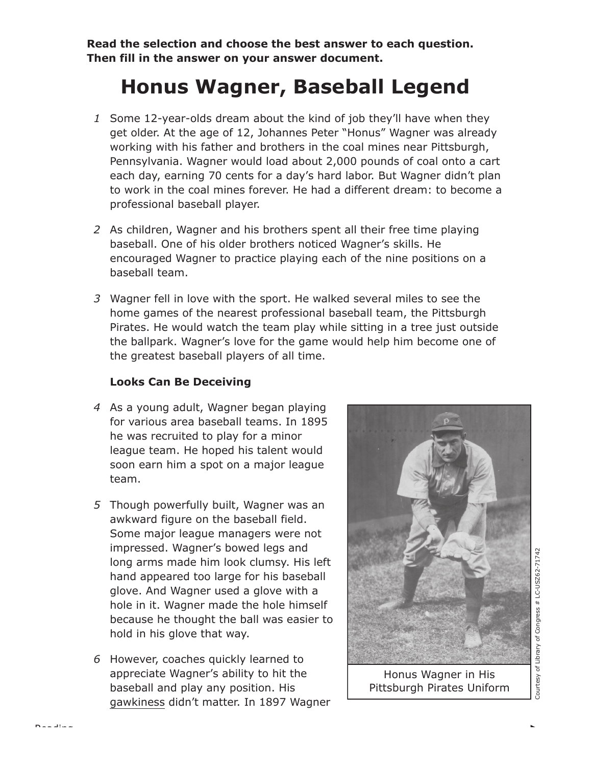**Read the selection and choose the best answer to each question. Then fill in the answer on your answer document.**

# Honus Wagner, Baseball Legend

1 Some 12-year-olds dream about the kind of job they'll have when they get older. At the age of 12, Johannes Peter "Honus" Wagner was already working with his father and brothers in the coal mines near Pittsburgh, Pennsylvania. Wagner would load about 2,000 pounds of coal onto a cart each day, earning 70 cents for a day's hard labor. But Wagner didn't plan to work in the coal mines forever. He had a different dream: to become a professional baseball player.

2 As children, Wagner and his brothers spent all their free time playing baseball. One of his older brothers noticed Wagner's skills. He encouraged Wagner to practice playing each of the nine positions on a baseball team.

3 Wagner fell in love with the sport. He walked several miles to see the home games of the nearest professional baseball team, the Pittsburgh Pirates. He would watch the team play while sitting in a tree just outside the ballpark. Wagner's love for the game would help him become one of the greatest baseball players of all time.

## Looks Can Be Deceiving

4 As a young adult, Wagner began playing for various area baseball teams. In 1895 he was recruited to play for a minor league team. He hoped his talent would soon earn him a spot on a major league team.

5 Though powerfully built, Wagner was an awkward figure on the baseball field. Some major league managers were not impressed. Wagner's bowed legs and long arms made him look clumsy. His left hand appeared too large for his baseball glove. And Wagner used a glove with a hole in it. Wagner made the hole himself because he thought the ball was easier to hold in his glove that way.

6 However, coaches quickly learned to appreciate Wagner's ability to hit the baseball and play any position. His gawkiness didn't matter. In 1897 Wagner

Honus Wagner in His Pittsburgh Pirates Uniform

Courtesy of Library of Congress # LC-USZ62-71742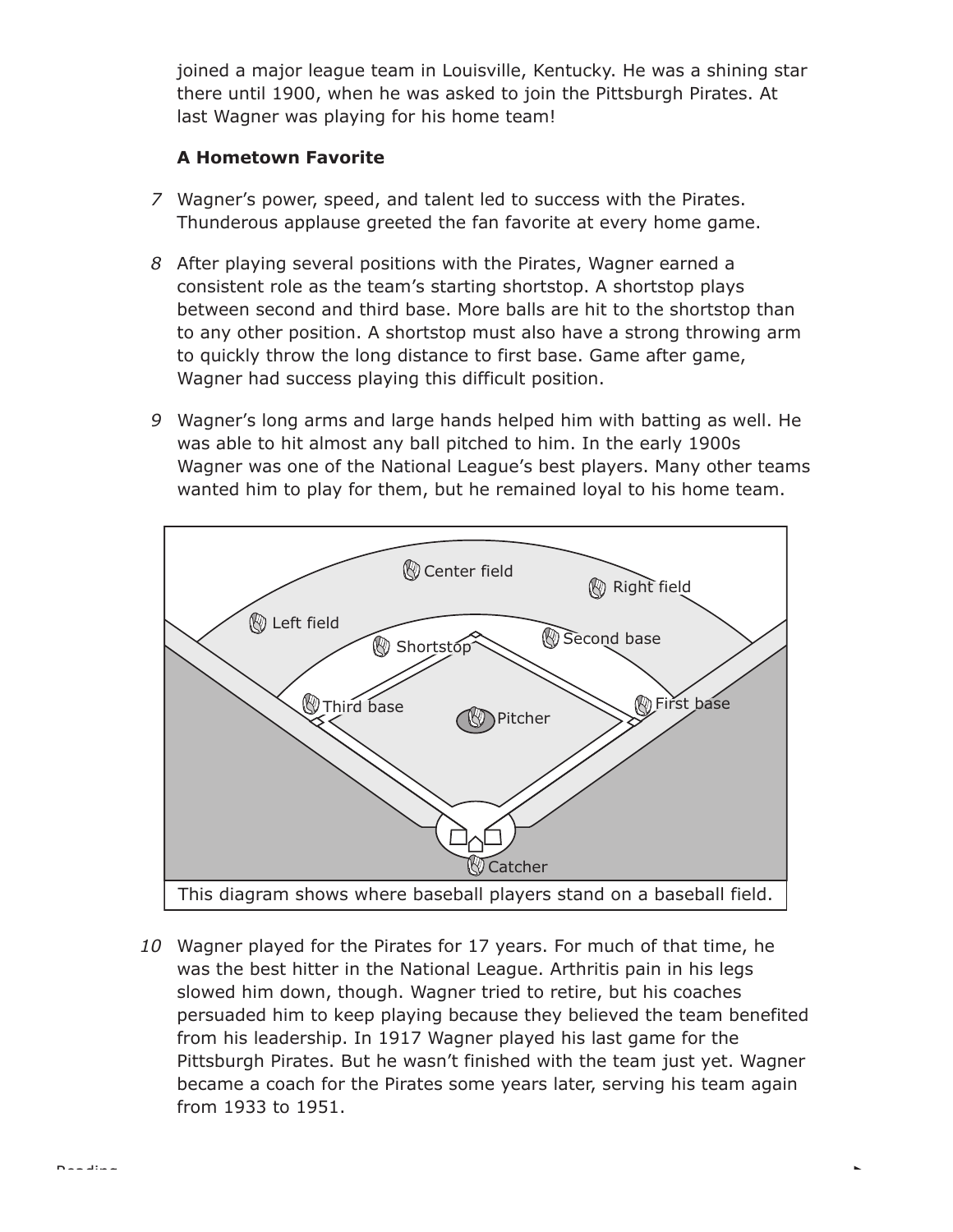joined a major league team in Louisville, Kentucky. He was a shining star there until 1900, when he was asked to join the Pittsburgh Pirates. At last Wagner was playing for his home team!

**A Hometown Favorite**

7 Wagner's power, speed, and talent led to success with the Pirates. Thunderous applause greeted the fan favorite at every home game.

8 After playing several positions with the Pirates, Wagner earned a consistent role as the team's starting shortstop. A shortstop plays between second and third base. More balls are hit to the shortstop than to any other position. A shortstop must also have a strong throwing arm to quickly throw the long distance to first base. Game after game, Wagner had success playing this difficult position.

9 Wagner's long arms and large hands helped him with batting as well. He was able to hit almost any ball pitched to him. In the early 1900s Wagner was one of the National League's best players. Many other teams wanted him to play for them, but he remained loyal to his home team.

This diagram shows where baseball players stand on a baseball field.

10 Wagner played for the Pirates for 17 years. For much of that time, he was the best hitter in the National League. Arthritis pain in his legs slowed him down, though. Wagner tried to retire, but his coaches persuaded him to keep playing because they believed the team benefited from his leadership. In 1917 Wagner played his last game for the Pittsburgh Pirates. But he wasn't finished with the team just yet. Wagner became a coach for the Pirates some years later, serving his team again from 1933 to 1951.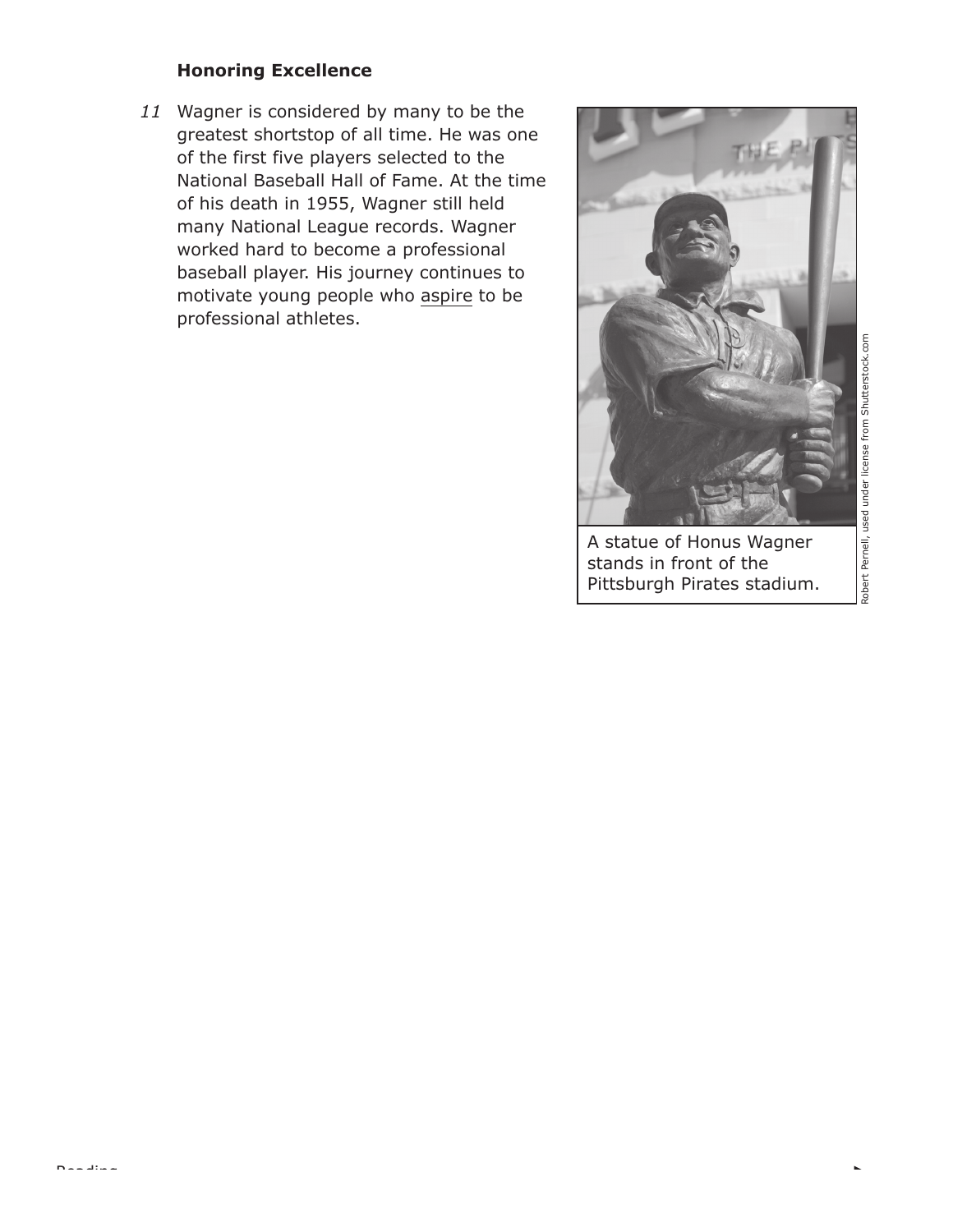### Honoring Excellence

*11* Wagner is considered by many to be the greatest shortstop of all time. He was one of the first five players selected to the National Baseball Hall of Fame. At the time of his death in 1955, Wagner still held many National League records. Wagner worked hard to become a professional baseball player. His journey continues to motivate young people who <u>aspire</u> to be professional athletes.

A statue of Honus Wagner stands in front of the Pittsburgh Pirates stadium.

Robert Pernell, used under license from Shutterstock.com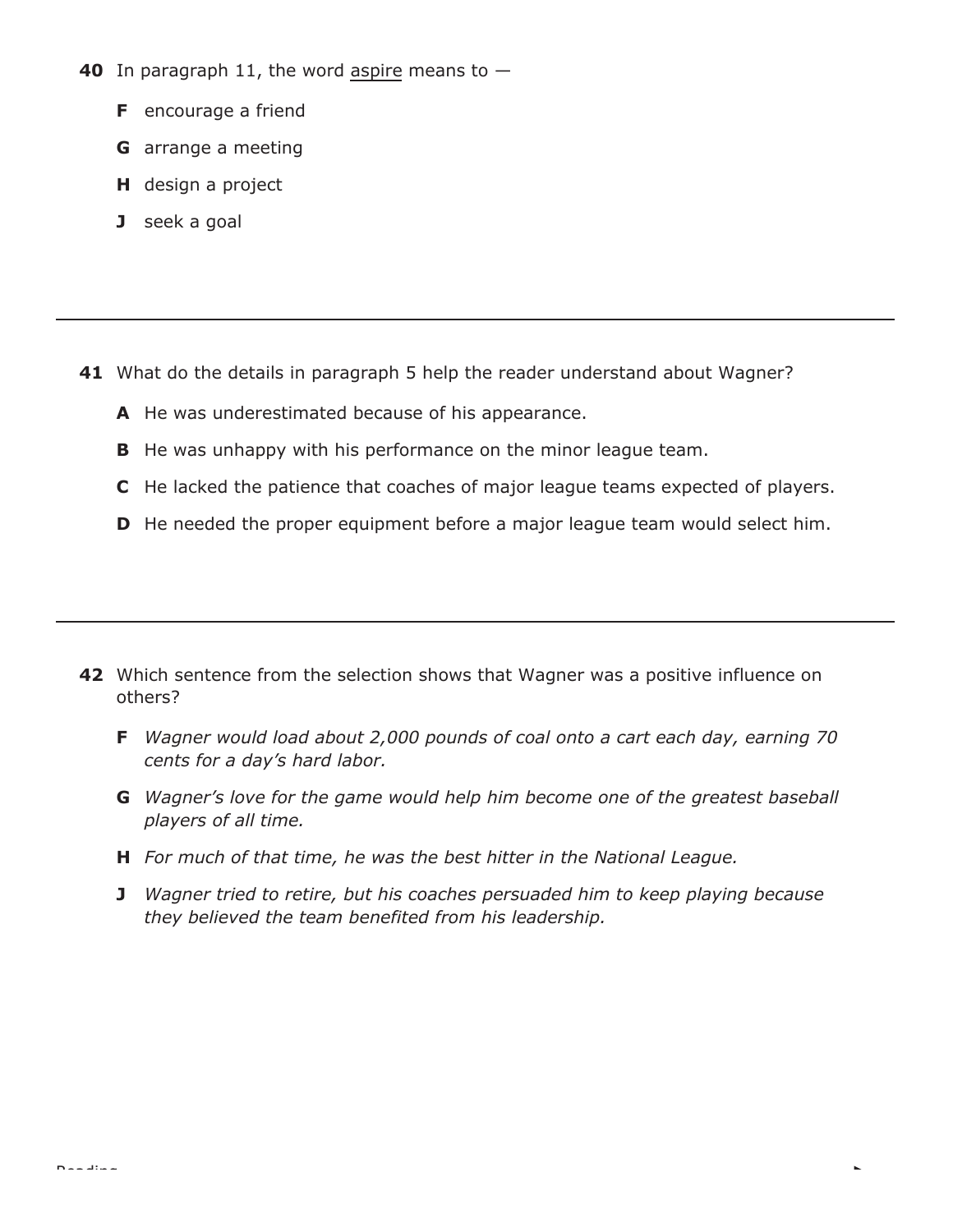**40** In paragraph 11, the word <u>aspire</u> means to —

**F** encourage a friend

**G** arrange a meeting

**H** design a project

**J** seek a goal

---

**41** What do the details in paragraph 5 help the reader understand about Wagner?

**A** He was underestimated because of his appearance.

**B** He was unhappy with his performance on the minor league team.

**C** He lacked the patience that coaches of major league teams expected of players.

**D** He needed the proper equipment before a major league team would select him.

---

**42** Which sentence from the selection shows that Wagner was a positive influence on others?

**F** *Wagner would load about 2,000 pounds of coal onto a cart each day, earning 70 cents for a day's hard labor.*

**G** *Wagner's love for the game would help him become one of the greatest baseball players of all time.*

**H** *For much of that time, he was the best hitter in the National League.*

**J** *Wagner tried to retire, but his coaches persuaded him to keep playing because they believed the team benefited from his leadership.*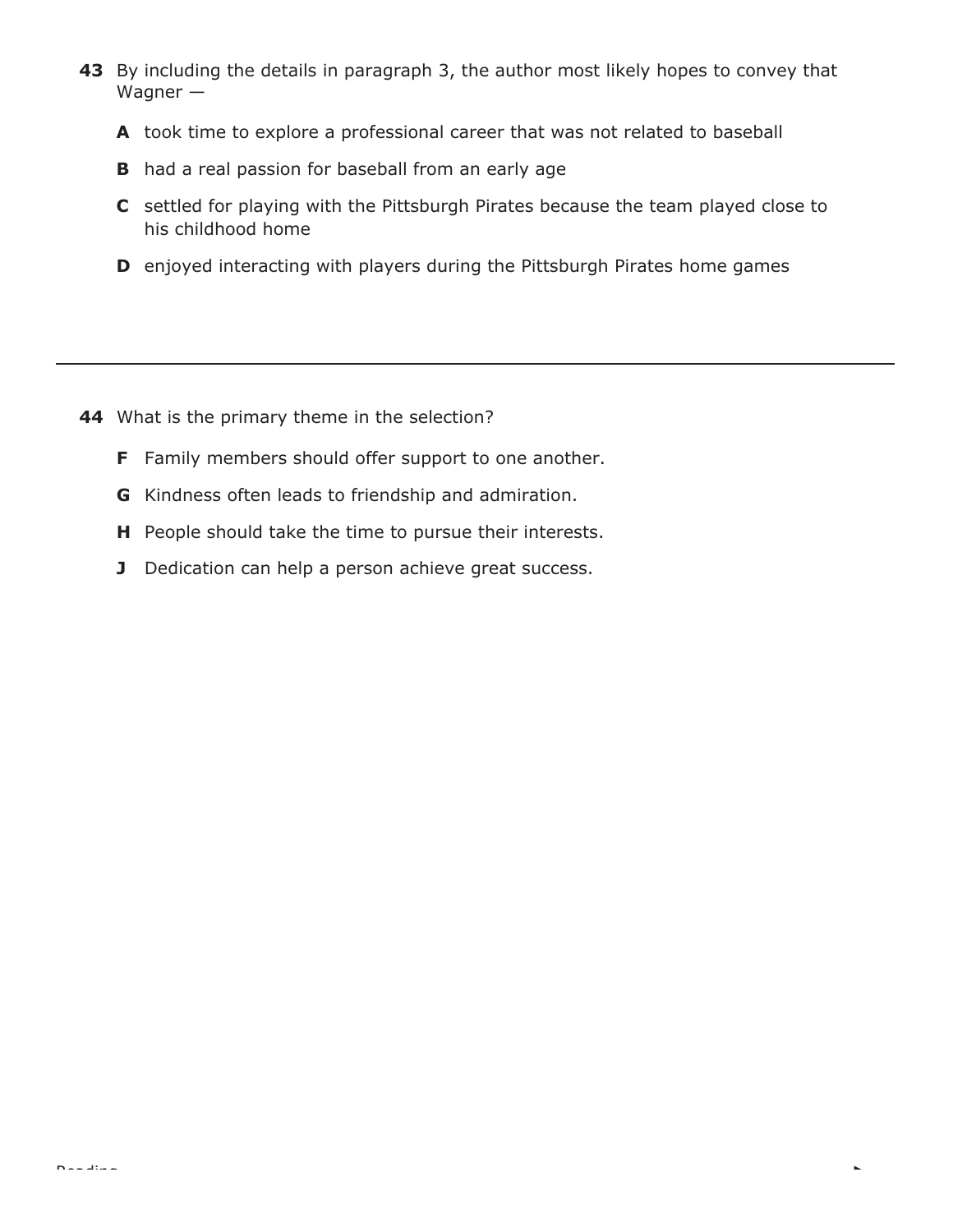**43** By including the details in paragraph 3, the author most likely hopes to convey that Wagner —

**A** took time to explore a professional career that was not related to baseball

**B** had a real passion for baseball from an early age

**C** settled for playing with the Pittsburgh Pirates because the team played close to his childhood home

**D** enjoyed interacting with players during the Pittsburgh Pirates home games

---

**44** What is the primary theme in the selection?

**F** Family members should offer support to one another.

**G** Kindness often leads to friendship and admiration.

**H** People should take the time to pursue their interests.

**J** Dedication can help a person achieve great success.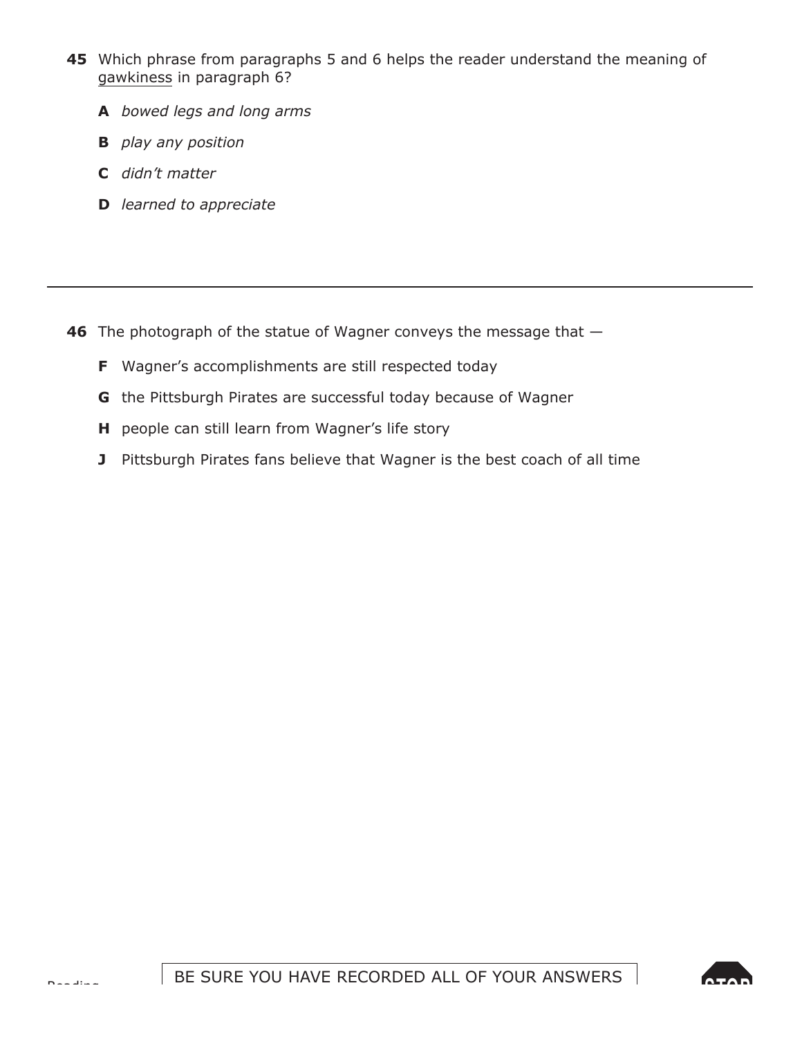**45** Which phrase from paragraphs 5 and 6 helps the reader understand the meaning of gawkiness in paragraph 6?

**A** *bowed legs and long arms*

**B** *play any position*

**C** *didn't matter*

**D** *learned to appreciate*

---

**46** The photograph of the statue of Wagner conveys the message that —

**F** Wagner's accomplishments are still respected today

**G** the Pittsburgh Pirates are successful today because of Wagner

**H** people can still learn from Wagner's life story

**J** Pittsburgh Pirates fans believe that Wagner is the best coach of all time

BE SURE YOU HAVE RECORDED ALL OF YOUR ANSWERS

STOP